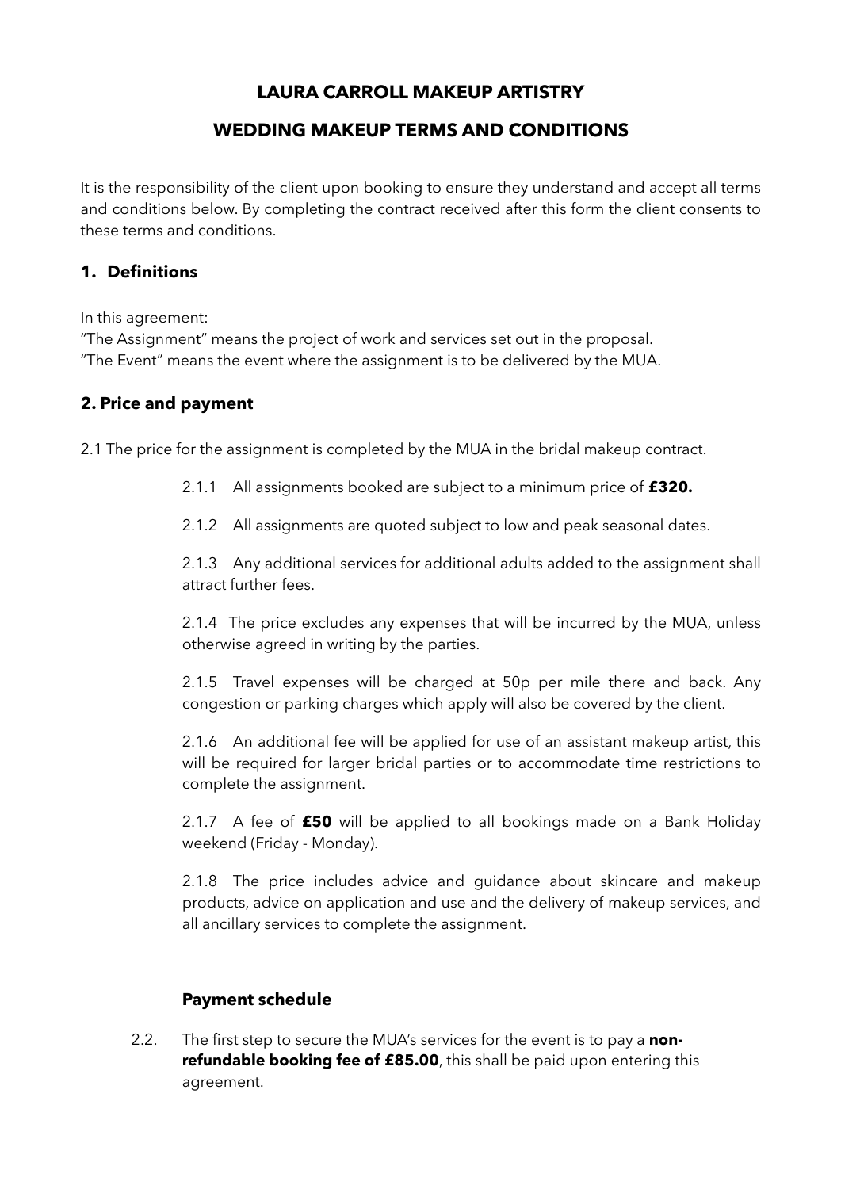# LAURA CARROLL MAKEUP ARTISTRY

# WEDDING MAKEUP TERMS AND CONDITIONS

It is the responsibility of the client upon booking to ensure they understand and accept all terms and conditions below. By completing the contract received after this form the client consents to these terms and conditions.

## 1. Definitions

In this agreement:
"The Assignment" means the project of work and services set out in the proposal.
"The Event" means the event where the assignment is to be delivered by the MUA.

## 2. Price and payment

2.1 The price for the assignment is completed by the MUA in the bridal makeup contract.

2.1.1 All assignments booked are subject to a minimum price of **£320.**

2.1.2 All assignments are quoted subject to low and peak seasonal dates.

2.1.3 Any additional services for additional adults added to the assignment shall attract further fees.

2.1.4 The price excludes any expenses that will be incurred by the MUA, unless otherwise agreed in writing by the parties.

2.1.5 Travel expenses will be charged at 50p per mile there and back. Any congestion or parking charges which apply will also be covered by the client.

2.1.6 An additional fee will be applied for use of an assistant makeup artist, this will be required for larger bridal parties or to accommodate time restrictions to complete the assignment.

2.1.7 A fee of **£50** will be applied to all bookings made on a Bank Holiday weekend (Friday - Monday).

2.1.8 The price includes advice and guidance about skincare and makeup products, advice on application and use and the delivery of makeup services, and all ancillary services to complete the assignment.

### Payment schedule

2.2. The first step to secure the MUA's services for the event is to pay a **non-refundable booking fee of £85.00**, this shall be paid upon entering this agreement.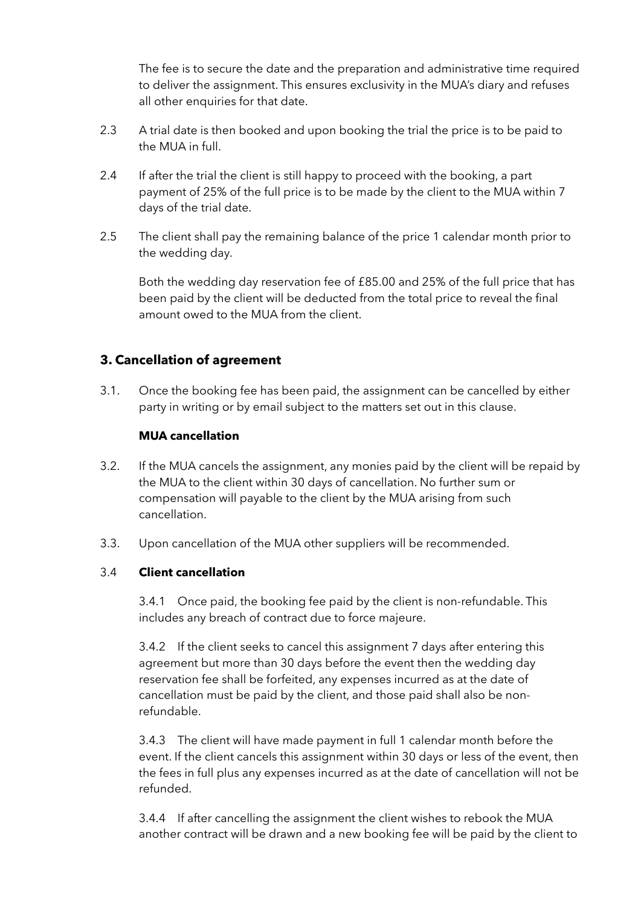The fee is to secure the date and the preparation and administrative time required to deliver the assignment. This ensures exclusivity in the MUA's diary and refuses all other enquiries for that date.

2.3 A trial date is then booked and upon booking the trial the price is to be paid to the MUA in full.

2.4 If after the trial the client is still happy to proceed with the booking, a part payment of 25% of the full price is to be made by the client to the MUA within 7 days of the trial date.

2.5 The client shall pay the remaining balance of the price 1 calendar month prior to the wedding day.

Both the wedding day reservation fee of £85.00 and 25% of the full price that has been paid by the client will be deducted from the total price to reveal the final amount owed to the MUA from the client.

## 3. Cancellation of agreement

3.1. Once the booking fee has been paid, the assignment can be cancelled by either party in writing or by email subject to the matters set out in this clause.

**MUA cancellation**

3.2. If the MUA cancels the assignment, any monies paid by the client will be repaid by the MUA to the client within 30 days of cancellation. No further sum or compensation will payable to the client by the MUA arising from such cancellation.

3.3. Upon cancellation of the MUA other suppliers will be recommended.

3.4 **Client cancellation**

3.4.1 Once paid, the booking fee paid by the client is non-refundable. This includes any breach of contract due to force majeure.

3.4.2 If the client seeks to cancel this assignment 7 days after entering this agreement but more than 30 days before the event then the wedding day reservation fee shall be forfeited, any expenses incurred as at the date of cancellation must be paid by the client, and those paid shall also be non-refundable.

3.4.3 The client will have made payment in full 1 calendar month before the event. If the client cancels this assignment within 30 days or less of the event, then the fees in full plus any expenses incurred as at the date of cancellation will not be refunded.

3.4.4 If after cancelling the assignment the client wishes to rebook the MUA another contract will be drawn and a new booking fee will be paid by the client to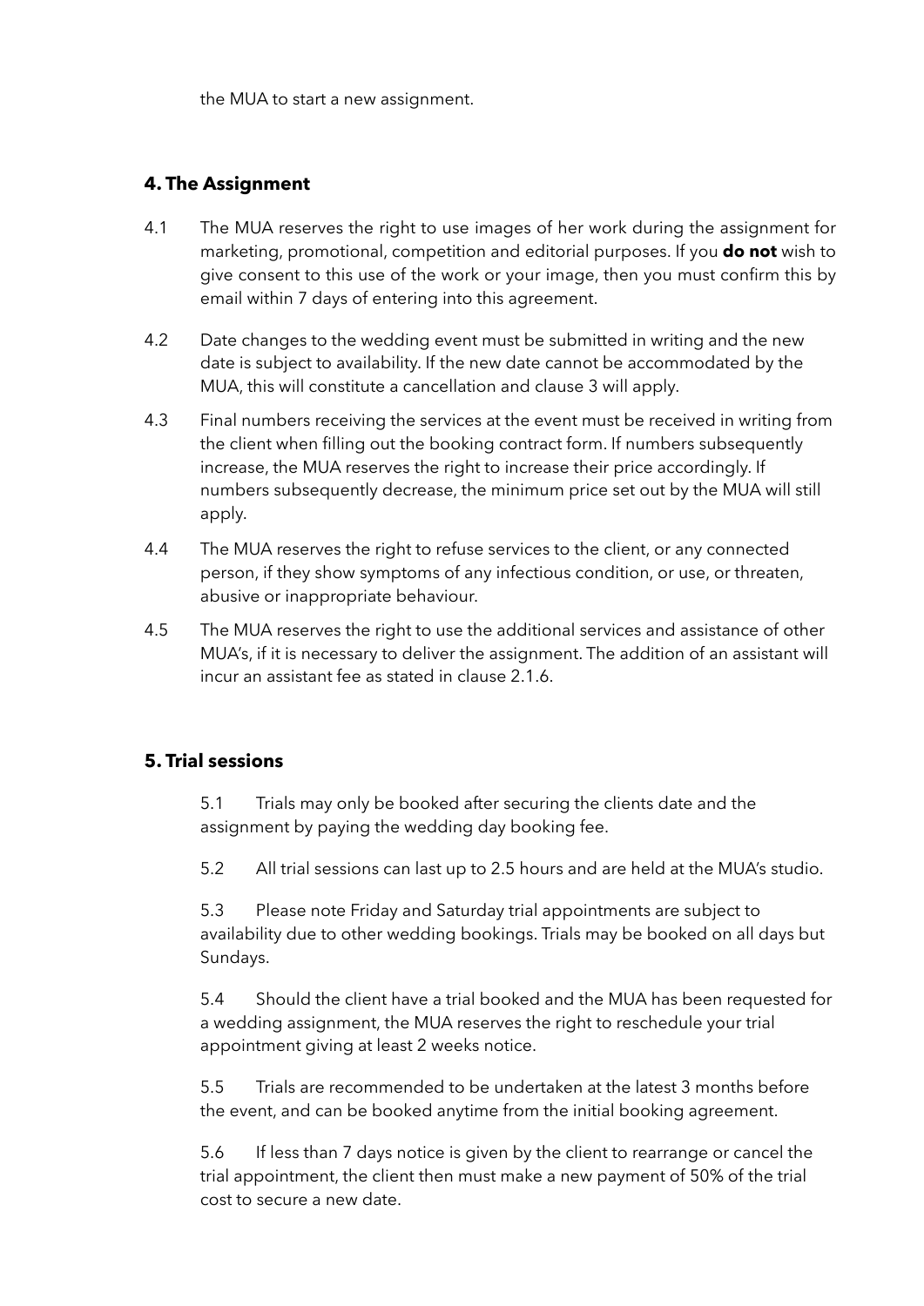the MUA to start a new assignment.

## 4. The Assignment

4.1 The MUA reserves the right to use images of her work during the assignment for marketing, promotional, competition and editorial purposes. If you **do not** wish to give consent to this use of the work or your image, then you must confirm this by email within 7 days of entering into this agreement.

4.2 Date changes to the wedding event must be submitted in writing and the new date is subject to availability. If the new date cannot be accommodated by the MUA, this will constitute a cancellation and clause 3 will apply.

4.3 Final numbers receiving the services at the event must be received in writing from the client when filling out the booking contract form. If numbers subsequently increase, the MUA reserves the right to increase their price accordingly. If numbers subsequently decrease, the minimum price set out by the MUA will still apply.

4.4 The MUA reserves the right to refuse services to the client, or any connected person, if they show symptoms of any infectious condition, or use, or threaten, abusive or inappropriate behaviour.

4.5 The MUA reserves the right to use the additional services and assistance of other MUA's, if it is necessary to deliver the assignment. The addition of an assistant will incur an assistant fee as stated in clause 2.1.6.

## 5. Trial sessions

5.1 Trials may only be booked after securing the clients date and the assignment by paying the wedding day booking fee.

5.2 All trial sessions can last up to 2.5 hours and are held at the MUA's studio.

5.3 Please note Friday and Saturday trial appointments are subject to availability due to other wedding bookings. Trials may be booked on all days but Sundays.

5.4 Should the client have a trial booked and the MUA has been requested for a wedding assignment, the MUA reserves the right to reschedule your trial appointment giving at least 2 weeks notice.

5.5 Trials are recommended to be undertaken at the latest 3 months before the event, and can be booked anytime from the initial booking agreement.

5.6 If less than 7 days notice is given by the client to rearrange or cancel the trial appointment, the client then must make a new payment of 50% of the trial cost to secure a new date.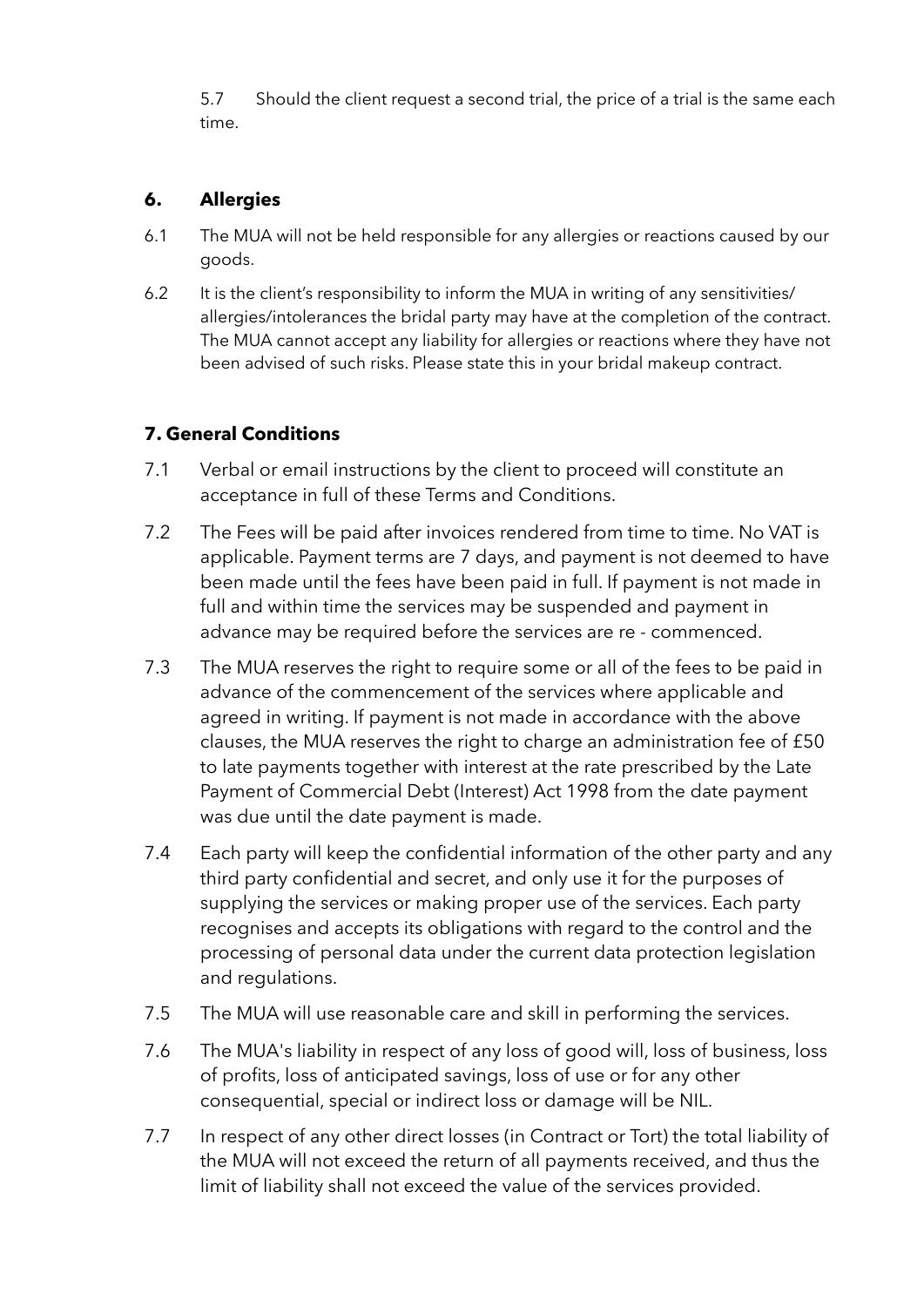5.7 Should the client request a second trial, the price of a trial is the same each time.

## 6. Allergies

6.1 The MUA will not be held responsible for any allergies or reactions caused by our goods.

6.2 It is the client's responsibility to inform the MUA in writing of any sensitivities/ allergies/intolerances the bridal party may have at the completion of the contract. The MUA cannot accept any liability for allergies or reactions where they have not been advised of such risks. Please state this in your bridal makeup contract.

## 7. General Conditions

7.1 Verbal or email instructions by the client to proceed will constitute an acceptance in full of these Terms and Conditions.

7.2 The Fees will be paid after invoices rendered from time to time. No VAT is applicable. Payment terms are 7 days, and payment is not deemed to have been made until the fees have been paid in full. If payment is not made in full and within time the services may be suspended and payment in advance may be required before the services are re - commenced.

7.3 The MUA reserves the right to require some or all of the fees to be paid in advance of the commencement of the services where applicable and agreed in writing. If payment is not made in accordance with the above clauses, the MUA reserves the right to charge an administration fee of £50 to late payments together with interest at the rate prescribed by the Late Payment of Commercial Debt (Interest) Act 1998 from the date payment was due until the date payment is made.

7.4 Each party will keep the confidential information of the other party and any third party confidential and secret, and only use it for the purposes of supplying the services or making proper use of the services. Each party recognises and accepts its obligations with regard to the control and the processing of personal data under the current data protection legislation and regulations.

7.5 The MUA will use reasonable care and skill in performing the services.

7.6 The MUA's liability in respect of any loss of good will, loss of business, loss of profits, loss of anticipated savings, loss of use or for any other consequential, special or indirect loss or damage will be NIL.

7.7 In respect of any other direct losses (in Contract or Tort) the total liability of the MUA will not exceed the return of all payments received, and thus the limit of liability shall not exceed the value of the services provided.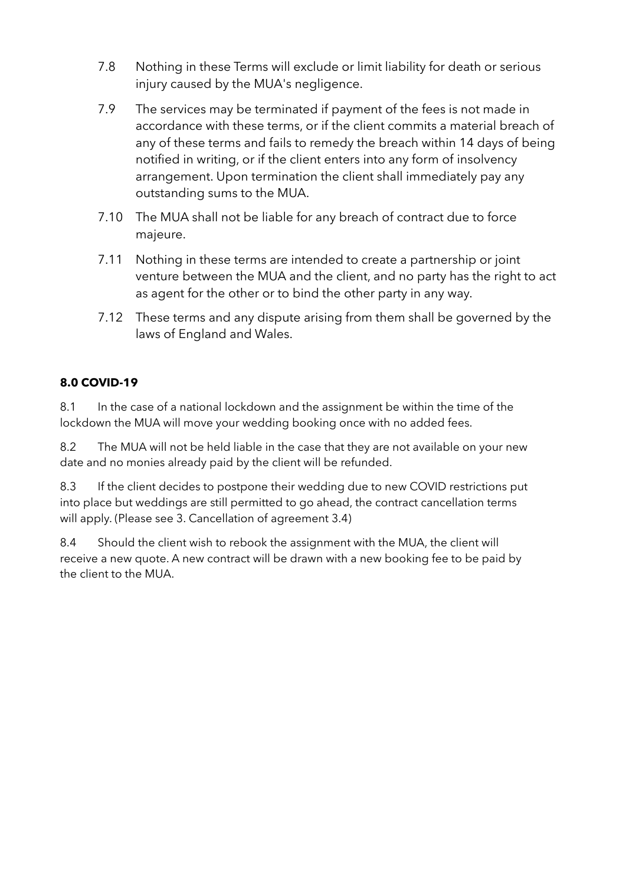7.8 Nothing in these Terms will exclude or limit liability for death or serious injury caused by the MUA's negligence.

7.9 The services may be terminated if payment of the fees is not made in accordance with these terms, or if the client commits a material breach of any of these terms and fails to remedy the breach within 14 days of being notified in writing, or if the client enters into any form of insolvency arrangement. Upon termination the client shall immediately pay any outstanding sums to the MUA.

7.10 The MUA shall not be liable for any breach of contract due to force majeure.

7.11 Nothing in these terms are intended to create a partnership or joint venture between the MUA and the client, and no party has the right to act as agent for the other or to bind the other party in any way.

7.12 These terms and any dispute arising from them shall be governed by the laws of England and Wales.

**8.0 COVID-19**

8.1 In the case of a national lockdown and the assignment be within the time of the lockdown the MUA will move your wedding booking once with no added fees.

8.2 The MUA will not be held liable in the case that they are not available on your new date and no monies already paid by the client will be refunded.

8.3 If the client decides to postpone their wedding due to new COVID restrictions put into place but weddings are still permitted to go ahead, the contract cancellation terms will apply. (Please see 3. Cancellation of agreement 3.4)

8.4 Should the client wish to rebook the assignment with the MUA, the client will receive a new quote. A new contract will be drawn with a new booking fee to be paid by the client to the MUA.